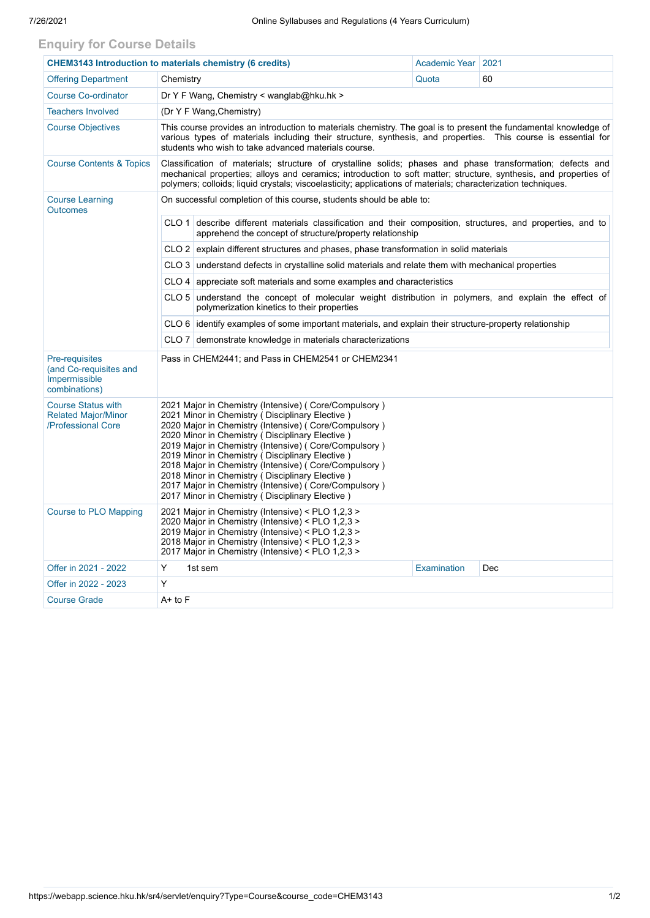## Enquiry for Course Details

| CHEM3143 Introduction to materials chemistry (6 credits) | | Academic Year | 2021 |
|---|---|---|---|
| Offering Department | Chemistry | Quota | 60 |
| Course Co-ordinator | Dr Y F Wang, Chemistry < wanglab@hku.hk > | | |
| Teachers Involved | (Dr Y F Wang,Chemistry) | | |
| Course Objectives | This course provides an introduction to materials chemistry. The goal is to present the fundamental knowledge of various types of materials including their structure, synthesis, and properties. This course is essential for students who wish to take advanced materials course. | | |
| Course Contents & Topics | Classification of materials; structure of crystalline solids; phases and phase transformation; defects and mechanical properties; alloys and ceramics; introduction to soft matter; structure, synthesis, and properties of polymers; colloids; liquid crystals; viscoelasticity; applications of materials; characterization techniques. | | |
| Course Learning Outcomes | On successful completion of this course, students should be able to:<br>CLO 1 describe different materials classification and their composition, structures, and properties, and to apprehend the concept of structure/property relationship<br>CLO 2 explain different structures and phases, phase transformation in solid materials<br>CLO 3 understand defects in crystalline solid materials and relate them with mechanical properties<br>CLO 4 appreciate soft materials and some examples and characteristics<br>CLO 5 understand the concept of molecular weight distribution in polymers, and explain the effect of polymerization kinetics to their properties<br>CLO 6 identify examples of some important materials, and explain their structure-property relationship<br>CLO 7 demonstrate knowledge in materials characterizations | | |
| Pre-requisites (and Co-requisites and Impermissible combinations) | Pass in CHEM2441; and Pass in CHEM2541 or CHEM2341 | | |
| Course Status with Related Major/Minor /Professional Core | 2021 Major in Chemistry (Intensive) ( Core/Compulsory )<br>2021 Minor in Chemistry ( Disciplinary Elective )<br>2020 Major in Chemistry (Intensive) ( Core/Compulsory )<br>2020 Minor in Chemistry ( Disciplinary Elective )<br>2019 Major in Chemistry (Intensive) ( Core/Compulsory )<br>2019 Minor in Chemistry ( Disciplinary Elective )<br>2018 Major in Chemistry (Intensive) ( Core/Compulsory )<br>2018 Minor in Chemistry ( Disciplinary Elective )<br>2017 Major in Chemistry (Intensive) ( Core/Compulsory )<br>2017 Minor in Chemistry ( Disciplinary Elective ) | | |
| Course to PLO Mapping | 2021 Major in Chemistry (Intensive) < PLO 1,2,3 ><br>2020 Major in Chemistry (Intensive) < PLO 1,2,3 ><br>2019 Major in Chemistry (Intensive) < PLO 1,2,3 ><br>2018 Major in Chemistry (Intensive) < PLO 1,2,3 ><br>2017 Major in Chemistry (Intensive) < PLO 1,2,3 > | | |
| Offer in 2021 - 2022 | Y 1st sem | Examination | Dec |
| Offer in 2022 - 2023 | Y | | |
| Course Grade | A+ to F | | |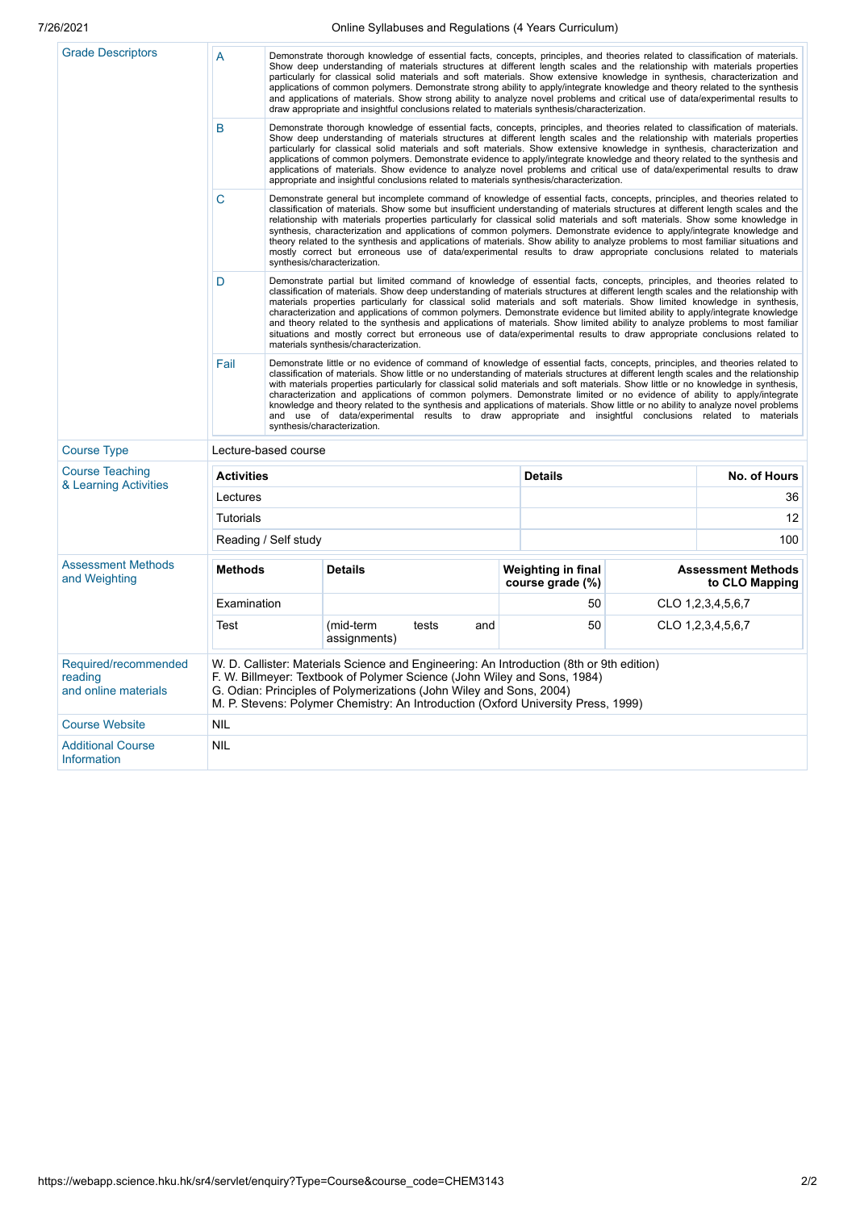| | | |
|---|---|---|
| Grade Descriptors | A | Demonstrate thorough knowledge of essential facts, concepts, principles, and theories related to classification of materials. Show deep understanding of materials structures at different length scales and the relationship with materials properties particularly for classical solid materials and soft materials. Show extensive knowledge in synthesis, characterization and applications of common polymers. Demonstrate strong ability to apply/integrate knowledge and theory related to the synthesis and applications of materials. Show strong ability to analyze novel problems and critical use of data/experimental results to draw appropriate and insightful conclusions related to materials synthesis/characterization. |
| | B | Demonstrate thorough knowledge of essential facts, concepts, principles, and theories related to classification of materials. Show deep understanding of materials structures at different length scales and the relationship with materials properties particularly for classical solid materials and soft materials. Show extensive knowledge in synthesis, characterization and applications of common polymers. Demonstrate evidence to apply/integrate knowledge and theory related to the synthesis and applications of materials. Show evidence to analyze novel problems and critical use of data/experimental results to draw appropriate and insightful conclusions related to materials synthesis/characterization. |
| | C | Demonstrate general but incomplete command of knowledge of essential facts, concepts, principles, and theories related to classification of materials. Show some but insufficient understanding of materials structures at different length scales and the relationship with materials properties particularly for classical solid materials and soft materials. Show some knowledge in synthesis, characterization and applications of common polymers. Demonstrate evidence to apply/integrate knowledge and theory related to the synthesis and applications of materials. Show ability to analyze problems to most familiar situations and mostly correct but erroneous use of data/experimental results to draw appropriate conclusions related to materials synthesis/characterization. |
| | D | Demonstrate partial but limited command of knowledge of essential facts, concepts, principles, and theories related to classification of materials. Show deep understanding of materials structures at different length scales and the relationship with materials properties particularly for classical solid materials and soft materials. Show limited knowledge in synthesis, characterization and applications of common polymers. Demonstrate evidence but limited ability to apply/integrate knowledge and theory related to the synthesis and applications of materials. Show limited ability to analyze problems to most familiar situations and mostly correct but erroneous use of data/experimental results to draw appropriate conclusions related to materials synthesis/characterization. |
| | Fail | Demonstrate little or no evidence of command of knowledge of essential facts, concepts, principles, and theories related to classification of materials. Show little or no understanding of materials structures at different length scales and the relationship with materials properties particularly for classical solid materials and soft materials. Show little or no knowledge in synthesis, characterization and applications of common polymers. Demonstrate limited or no evidence of ability to apply/integrate knowledge and theory related to the synthesis and applications of materials. Show little or no ability to analyze novel problems and use of data/experimental results to draw appropriate and insightful conclusions related to materials synthesis/characterization. |

| | |
|---|---|
| Course Type | Lecture-based course |

**Course Teaching & Learning Activities**

| Activities | Details | No. of Hours |
|---|---|---|
| Lectures | | 36 |
| Tutorials | | 12 |
| Reading / Self study | | 100 |

**Assessment Methods and Weighting**

| Methods | Details | Weighting in final course grade (%) | Assessment Methods to CLO Mapping |
|---|---|---|---|
| Examination | | 50 | CLO 1,2,3,4,5,6,7 |
| Test | (mid-term tests and assignments) | 50 | CLO 1,2,3,4,5,6,7 |

| | |
|---|---|
| Required/recommended reading and online materials | W. D. Callister: Materials Science and Engineering: An Introduction (8th or 9th edition)<br>F. W. Billmeyer: Textbook of Polymer Science (John Wiley and Sons, 1984)<br>G. Odian: Principles of Polymerizations (John Wiley and Sons, 2004)<br>M. P. Stevens: Polymer Chemistry: An Introduction (Oxford University Press, 1999) |
| Course Website | NIL |
| Additional Course Information | NIL |